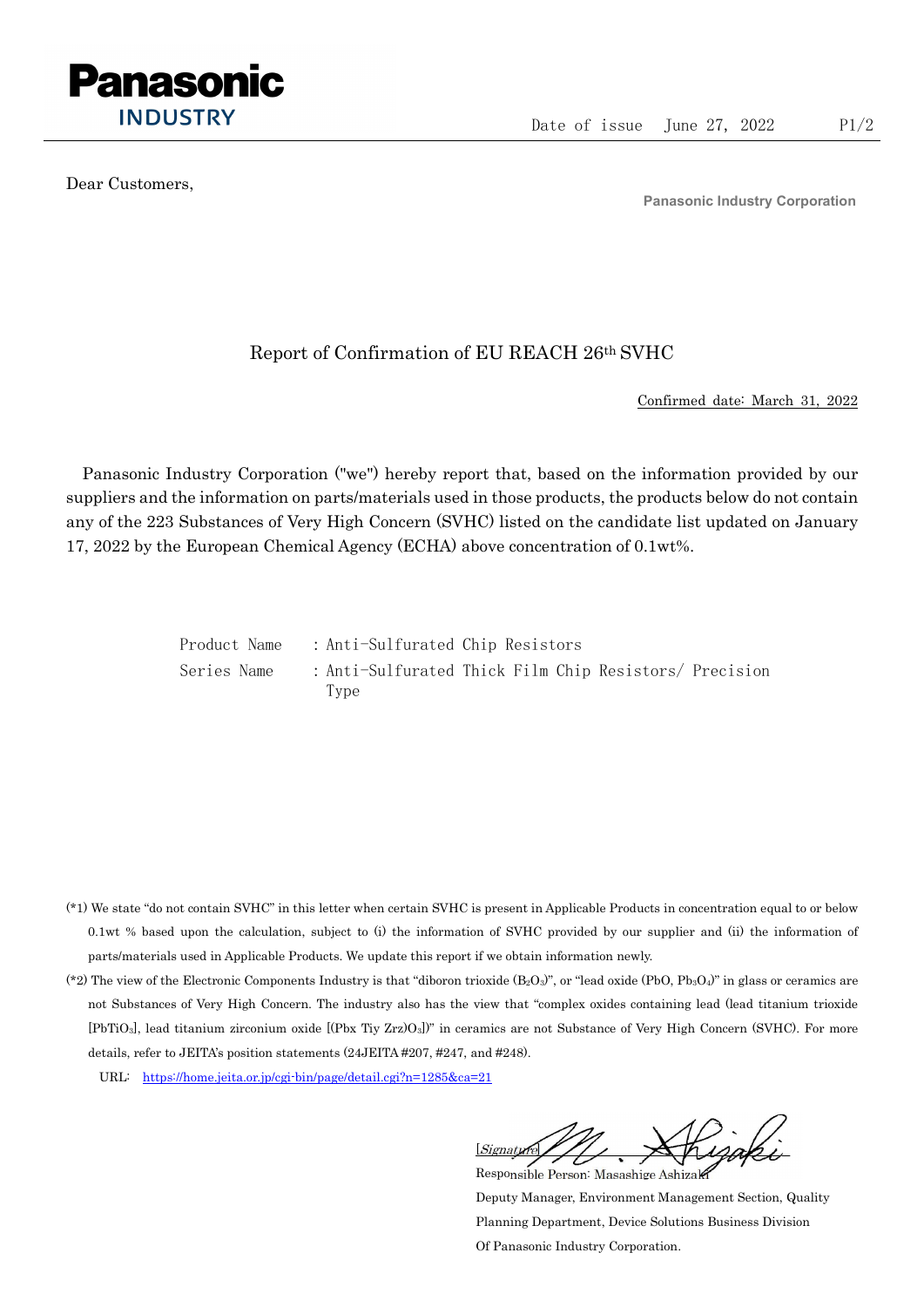Panasonic INDUSTRY

Date of issue June 27, 2022

Dear Customers,

Panasonic Industry Corporation

# Report of Confirmation of EU REACH 26th SVHC

Confirmed date: March 31, 2022

Panasonic Industry Corporation ("we") hereby report that, based on the information provided by our suppliers and the information on parts/materials used in those products, the products below do not contain any of the 223 Substances of Very High Concern (SVHC) listed on the candidate list updated on January 17, 2022 by the European Chemical Agency (ECHA) above concentration of 0.1wt%.

Product Name : Anti-Sulfurated Chip Resistors

Series Name : Anti-Sulfurated Thick Film Chip Resistors/ Precision Type

(*1) We state "do not contain SVHC" in this letter when certain SVHC is present in Applicable Products in concentration equal to or below 0.1wt % based upon the calculation, subject to (i) the information of SVHC provided by our supplier and (ii) the information of parts/materials used in Applicable Products. We update this report if we obtain information newly.

(*2) The view of the Electronic Components Industry is that "diboron trioxide ($B_2O_3$)", or "lead oxide (PbO, $Pb_3O_4$)" in glass or ceramics are not Substances of Very High Concern. The industry also has the view that "complex oxides containing lead (lead titanium trioxide [$PbTiO_3$], lead titanium zirconium oxide [(Pbx Tiy Zrz)$O_3$])" in ceramics are not Substance of Very High Concern (SVHC). For more details, refer to JEITA's position statements (24JEITA #207, #247, and #248).

URL: https://home.jeita.or.jp/cgi-bin/page/detail.cgi?n=1285&ca=21

[Signature]

Responsible Person: Masashige Ashizaki

Deputy Manager, Environment Management Section, Quality Planning Department, Device Solutions Business Division Of Panasonic Industry Corporation.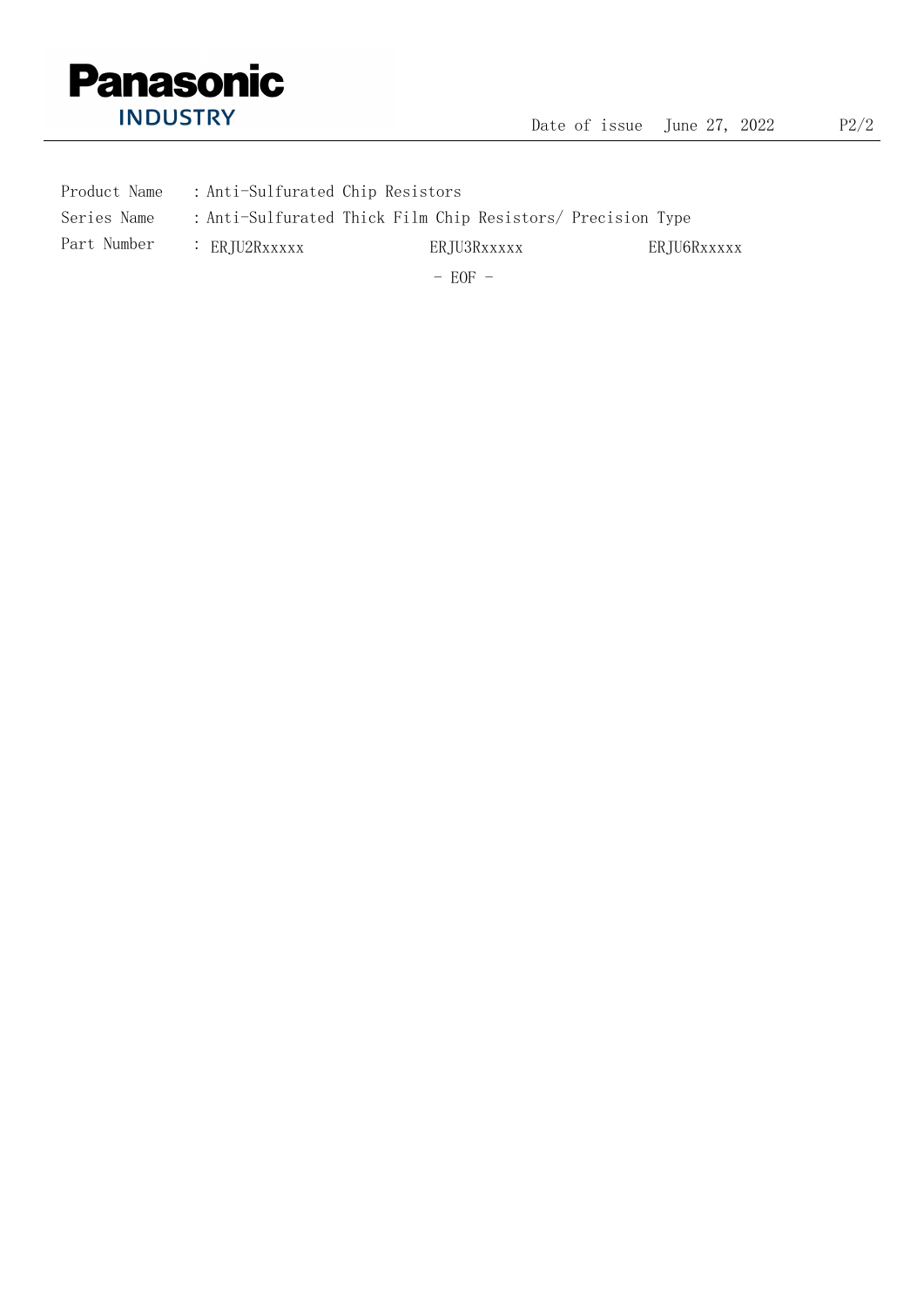Product Name : Anti-Sulfurated Chip Resistors

Series Name : Anti-Sulfurated Thick Film Chip Resistors/ Precision Type

Part Number : ERJU2Rxxxxx ERJU3Rxxxxx ERJU6Rxxxxx

\- EOF -